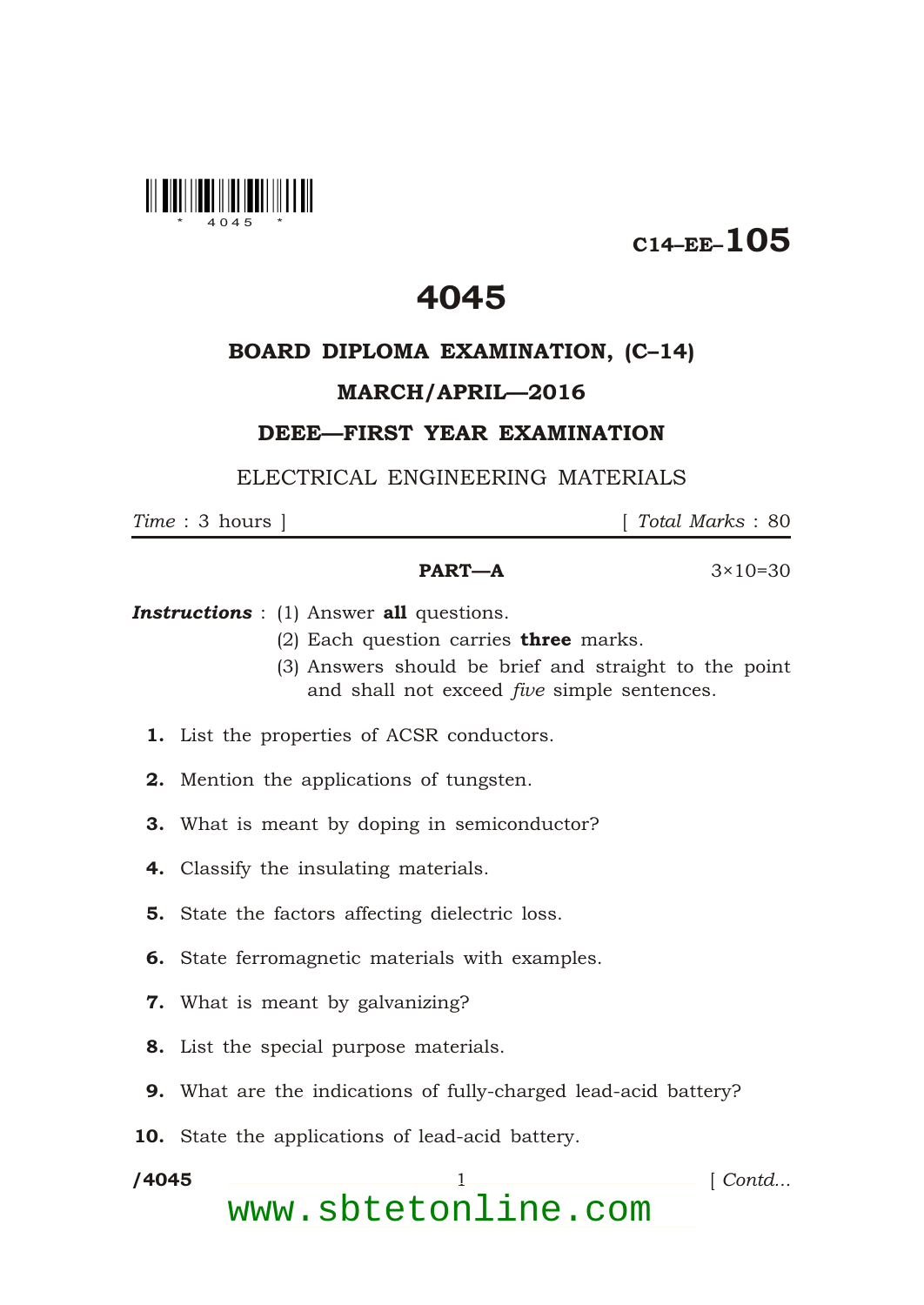C14–EE–105

# 4045

## BOARD DIPLOMA EXAMINATION, (C–14)

## MARCH/APRIL—2016

## DEEE—FIRST YEAR EXAMINATION

ELECTRICAL ENGINEERING MATERIALS

*Time* : 3 hours ] [ *Total Marks* : 80

---

**PART—A** 3×10=30

***Instructions*** : (1) Answer **all** questions.

(2) Each question carries **three** marks.

(3) Answers should be brief and straight to the point and shall not exceed *five* simple sentences.

**1.** List the properties of ACSR conductors.

**2.** Mention the applications of tungsten.

**3.** What is meant by doping in semiconductor?

**4.** Classify the insulating materials.

**5.** State the factors affecting dielectric loss.

**6.** State ferromagnetic materials with examples.

**7.** What is meant by galvanizing?

**8.** List the special purpose materials.

**9.** What are the indications of fully-charged lead-acid battery?

**10.** State the applications of lead-acid battery.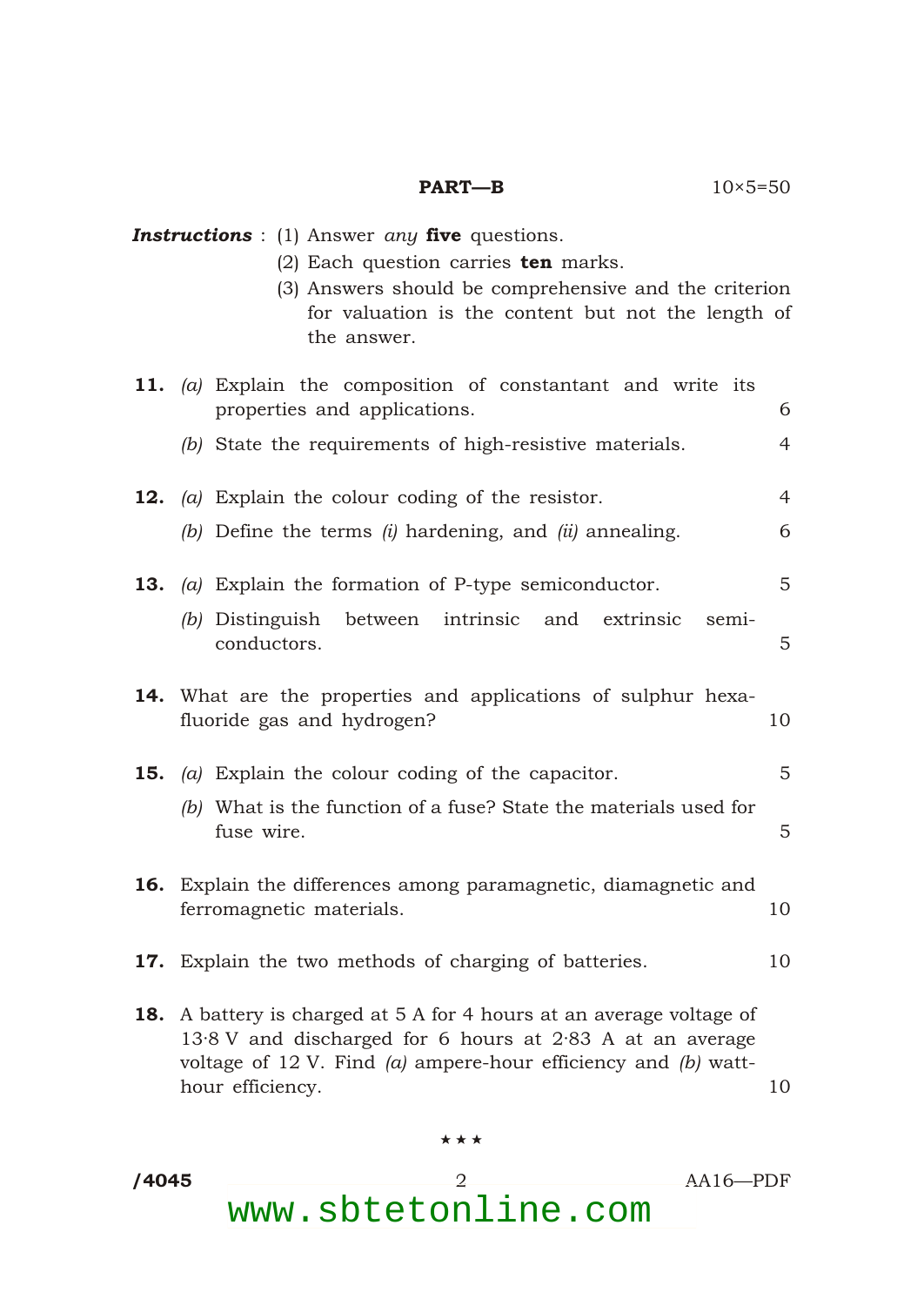**PART—B** 10×5=50

***Instructions*** : (1) Answer *any* **five** questions.
(2) Each question carries **ten** marks.
(3) Answers should be comprehensive and the criterion for valuation is the content but not the length of the answer.

**11.** *(a)* Explain the composition of constantant and write its properties and applications. 6

*(b)* State the requirements of high-resistive materials. 4

**12.** *(a)* Explain the colour coding of the resistor. 4

*(b)* Define the terms *(i)* hardening, and *(ii)* annealing. 6

**13.** *(a)* Explain the formation of P-type semiconductor. 5

*(b)* Distinguish between intrinsic and extrinsic semiconductors. 5

**14.** What are the properties and applications of sulphur hexafluoride gas and hydrogen? 10

**15.** *(a)* Explain the colour coding of the capacitor. 5

*(b)* What is the function of a fuse? State the materials used for fuse wire. 5

**16.** Explain the differences among paramagnetic, diamagnetic and ferromagnetic materials. 10

**17.** Explain the two methods of charging of batteries. 10

**18.** A battery is charged at 5 A for 4 hours at an average voltage of 13·8 V and discharged for 6 hours at 2·83 A at an average voltage of 12 V. Find *(a)* ampere-hour efficiency and *(b)* watt-hour efficiency. 10

★ ★ ★

/4045 AA16—PDF

www.sbtetonline.com